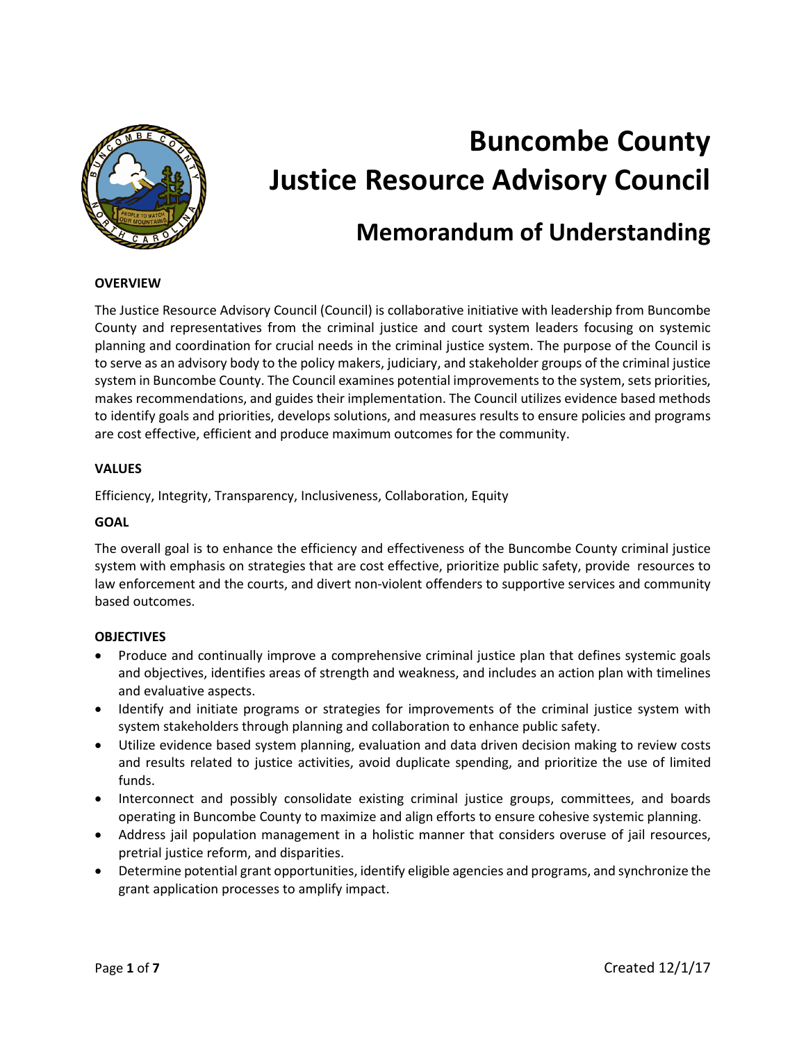# Buncombe County Justice Resource Advisory Council

## Memorandum of Understanding

**OVERVIEW**

The Justice Resource Advisory Council (Council) is collaborative initiative with leadership from Buncombe County and representatives from the criminal justice and court system leaders focusing on systemic planning and coordination for crucial needs in the criminal justice system. The purpose of the Council is to serve as an advisory body to the policy makers, judiciary, and stakeholder groups of the criminal justice system in Buncombe County. The Council examines potential improvements to the system, sets priorities, makes recommendations, and guides their implementation. The Council utilizes evidence based methods to identify goals and priorities, develops solutions, and measures results to ensure policies and programs are cost effective, efficient and produce maximum outcomes for the community.

**VALUES**

Efficiency, Integrity, Transparency, Inclusiveness, Collaboration, Equity

**GOAL**

The overall goal is to enhance the efficiency and effectiveness of the Buncombe County criminal justice system with emphasis on strategies that are cost effective, prioritize public safety, provide resources to law enforcement and the courts, and divert non-violent offenders to supportive services and community based outcomes.

**OBJECTIVES**

- Produce and continually improve a comprehensive criminal justice plan that defines systemic goals and objectives, identifies areas of strength and weakness, and includes an action plan with timelines and evaluative aspects.
- Identify and initiate programs or strategies for improvements of the criminal justice system with system stakeholders through planning and collaboration to enhance public safety.
- Utilize evidence based system planning, evaluation and data driven decision making to review costs and results related to justice activities, avoid duplicate spending, and prioritize the use of limited funds.
- Interconnect and possibly consolidate existing criminal justice groups, committees, and boards operating in Buncombe County to maximize and align efforts to ensure cohesive systemic planning.
- Address jail population management in a holistic manner that considers overuse of jail resources, pretrial justice reform, and disparities.
- Determine potential grant opportunities, identify eligible agencies and programs, and synchronize the grant application processes to amplify impact.

Created 12/1/17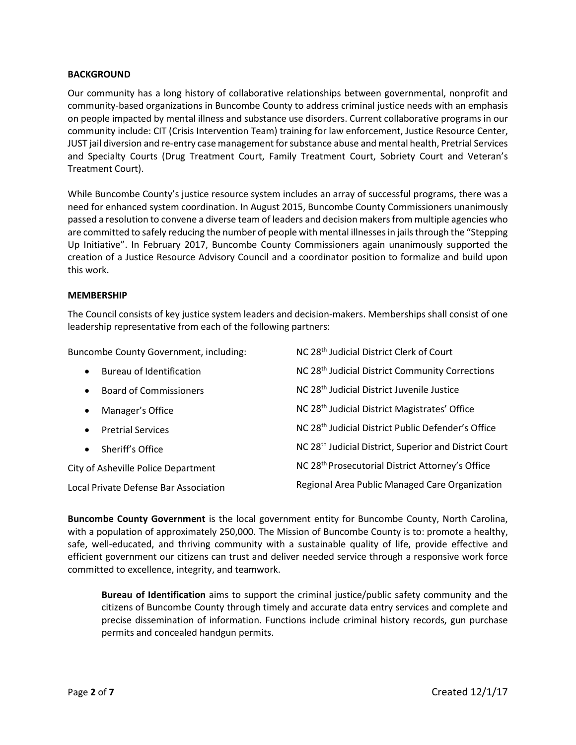## BACKGROUND

Our community has a long history of collaborative relationships between governmental, nonprofit and community-based organizations in Buncombe County to address criminal justice needs with an emphasis on people impacted by mental illness and substance use disorders. Current collaborative programs in our community include: CIT (Crisis Intervention Team) training for law enforcement, Justice Resource Center, JUST jail diversion and re-entry case management for substance abuse and mental health, Pretrial Services and Specialty Courts (Drug Treatment Court, Family Treatment Court, Sobriety Court and Veteran's Treatment Court).

While Buncombe County's justice resource system includes an array of successful programs, there was a need for enhanced system coordination. In August 2015, Buncombe County Commissioners unanimously passed a resolution to convene a diverse team of leaders and decision makers from multiple agencies who are committed to safely reducing the number of people with mental illnesses in jails through the "Stepping Up Initiative". In February 2017, Buncombe County Commissioners again unanimously supported the creation of a Justice Resource Advisory Council and a coordinator position to formalize and build upon this work.

## MEMBERSHIP

The Council consists of key justice system leaders and decision-makers. Memberships shall consist of one leadership representative from each of the following partners:

Buncombe County Government, including:

- Bureau of Identification
- Board of Commissioners
- Manager's Office
- Pretrial Services
- Sheriff's Office

City of Asheville Police Department

Local Private Defense Bar Association

NC 28th Judicial District Clerk of Court

NC 28th Judicial District Community Corrections

NC 28th Judicial District Juvenile Justice

NC 28th Judicial District Magistrates' Office

NC 28th Judicial District Public Defender's Office

NC 28th Judicial District, Superior and District Court

NC 28th Prosecutorial District Attorney's Office

Regional Area Public Managed Care Organization

**Buncombe County Government** is the local government entity for Buncombe County, North Carolina, with a population of approximately 250,000. The Mission of Buncombe County is to: promote a healthy, safe, well-educated, and thriving community with a sustainable quality of life, provide effective and efficient government our citizens can trust and deliver needed service through a responsive work force committed to excellence, integrity, and teamwork.

**Bureau of Identification** aims to support the criminal justice/public safety community and the citizens of Buncombe County through timely and accurate data entry services and complete and precise dissemination of information. Functions include criminal history records, gun purchase permits and concealed handgun permits.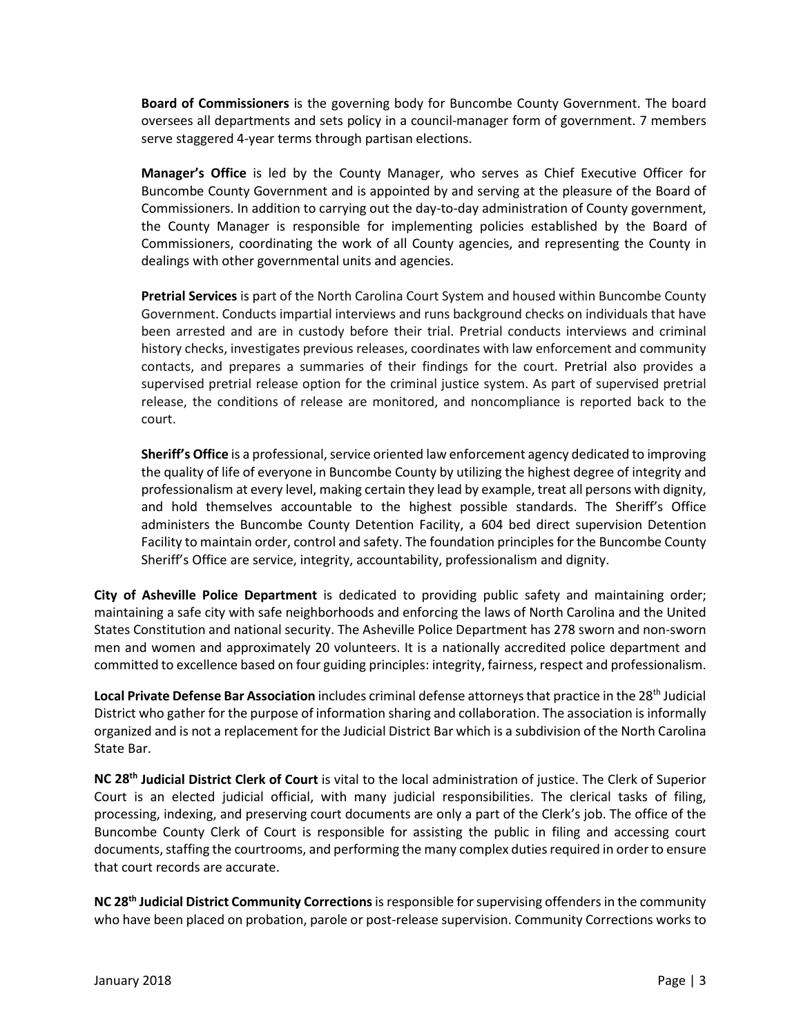**Board of Commissioners** is the governing body for Buncombe County Government. The board oversees all departments and sets policy in a council-manager form of government. 7 members serve staggered 4-year terms through partisan elections.

**Manager's Office** is led by the County Manager, who serves as Chief Executive Officer for Buncombe County Government and is appointed by and serving at the pleasure of the Board of Commissioners. In addition to carrying out the day-to-day administration of County government, the County Manager is responsible for implementing policies established by the Board of Commissioners, coordinating the work of all County agencies, and representing the County in dealings with other governmental units and agencies.

**Pretrial Services** is part of the North Carolina Court System and housed within Buncombe County Government. Conducts impartial interviews and runs background checks on individuals that have been arrested and are in custody before their trial. Pretrial conducts interviews and criminal history checks, investigates previous releases, coordinates with law enforcement and community contacts, and prepares a summaries of their findings for the court. Pretrial also provides a supervised pretrial release option for the criminal justice system. As part of supervised pretrial release, the conditions of release are monitored, and noncompliance is reported back to the court.

**Sheriff's Office** is a professional, service oriented law enforcement agency dedicated to improving the quality of life of everyone in Buncombe County by utilizing the highest degree of integrity and professionalism at every level, making certain they lead by example, treat all persons with dignity, and hold themselves accountable to the highest possible standards. The Sheriff's Office administers the Buncombe County Detention Facility, a 604 bed direct supervision Detention Facility to maintain order, control and safety. The foundation principles for the Buncombe County Sheriff's Office are service, integrity, accountability, professionalism and dignity.

**City of Asheville Police Department** is dedicated to providing public safety and maintaining order; maintaining a safe city with safe neighborhoods and enforcing the laws of North Carolina and the United States Constitution and national security. The Asheville Police Department has 278 sworn and non-sworn men and women and approximately 20 volunteers. It is a nationally accredited police department and committed to excellence based on four guiding principles: integrity, fairness, respect and professionalism.

**Local Private Defense Bar Association** includes criminal defense attorneys that practice in the 28th Judicial District who gather for the purpose of information sharing and collaboration. The association is informally organized and is not a replacement for the Judicial District Bar which is a subdivision of the North Carolina State Bar.

**NC 28th Judicial District Clerk of Court** is vital to the local administration of justice. The Clerk of Superior Court is an elected judicial official, with many judicial responsibilities. The clerical tasks of filing, processing, indexing, and preserving court documents are only a part of the Clerk's job. The office of the Buncombe County Clerk of Court is responsible for assisting the public in filing and accessing court documents, staffing the courtrooms, and performing the many complex duties required in order to ensure that court records are accurate.

**NC 28th Judicial District Community Corrections** is responsible for supervising offenders in the community who have been placed on probation, parole or post-release supervision. Community Corrections works to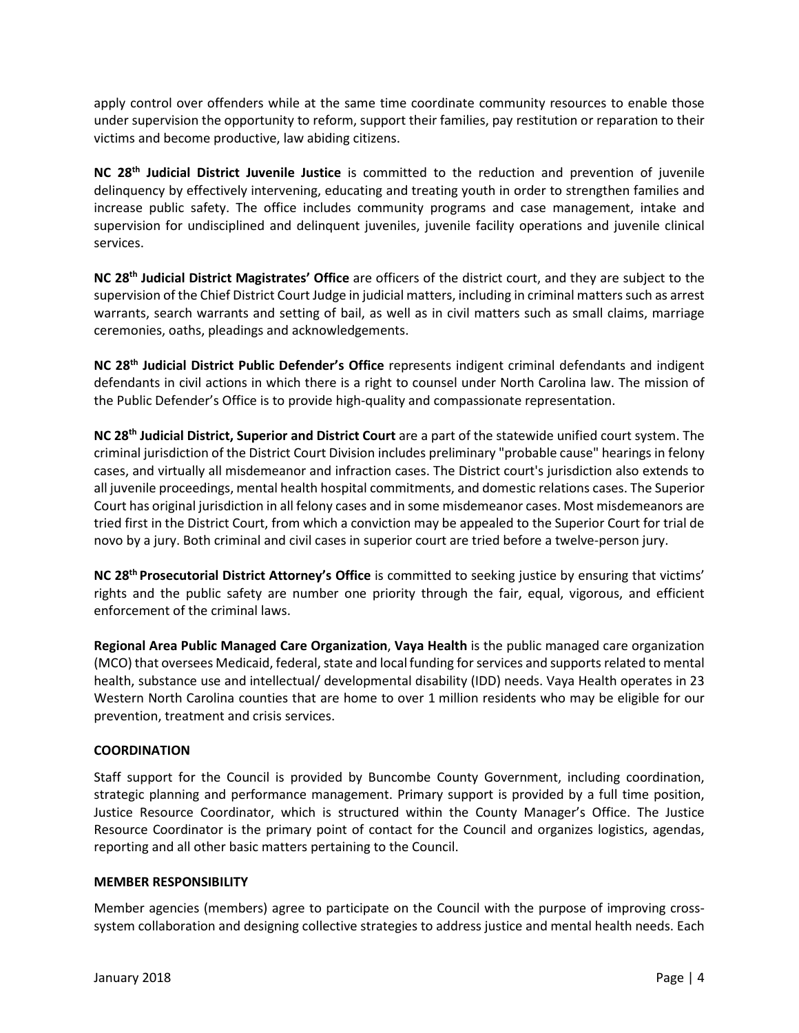apply control over offenders while at the same time coordinate community resources to enable those under supervision the opportunity to reform, support their families, pay restitution or reparation to their victims and become productive, law abiding citizens.

**NC 28th Judicial District Juvenile Justice** is committed to the reduction and prevention of juvenile delinquency by effectively intervening, educating and treating youth in order to strengthen families and increase public safety. The office includes community programs and case management, intake and supervision for undisciplined and delinquent juveniles, juvenile facility operations and juvenile clinical services.

**NC 28th Judicial District Magistrates' Office** are officers of the district court, and they are subject to the supervision of the Chief District Court Judge in judicial matters, including in criminal matters such as arrest warrants, search warrants and setting of bail, as well as in civil matters such as small claims, marriage ceremonies, oaths, pleadings and acknowledgements.

**NC 28th Judicial District Public Defender's Office** represents indigent criminal defendants and indigent defendants in civil actions in which there is a right to counsel under North Carolina law. The mission of the Public Defender's Office is to provide high-quality and compassionate representation.

**NC 28th Judicial District, Superior and District Court** are a part of the statewide unified court system. The criminal jurisdiction of the District Court Division includes preliminary "probable cause" hearings in felony cases, and virtually all misdemeanor and infraction cases. The District court's jurisdiction also extends to all juvenile proceedings, mental health hospital commitments, and domestic relations cases. The Superior Court has original jurisdiction in all felony cases and in some misdemeanor cases. Most misdemeanors are tried first in the District Court, from which a conviction may be appealed to the Superior Court for trial de novo by a jury. Both criminal and civil cases in superior court are tried before a twelve-person jury.

**NC 28th Prosecutorial District Attorney's Office** is committed to seeking justice by ensuring that victims' rights and the public safety are number one priority through the fair, equal, vigorous, and efficient enforcement of the criminal laws.

**Regional Area Public Managed Care Organization**, **Vaya Health** is the public managed care organization (MCO) that oversees Medicaid, federal, state and local funding for services and supports related to mental health, substance use and intellectual/ developmental disability (IDD) needs. Vaya Health operates in 23 Western North Carolina counties that are home to over 1 million residents who may be eligible for our prevention, treatment and crisis services.

**COORDINATION**

Staff support for the Council is provided by Buncombe County Government, including coordination, strategic planning and performance management. Primary support is provided by a full time position, Justice Resource Coordinator, which is structured within the County Manager's Office. The Justice Resource Coordinator is the primary point of contact for the Council and organizes logistics, agendas, reporting and all other basic matters pertaining to the Council.

**MEMBER RESPONSIBILITY**

Member agencies (members) agree to participate on the Council with the purpose of improving cross-system collaboration and designing collective strategies to address justice and mental health needs. Each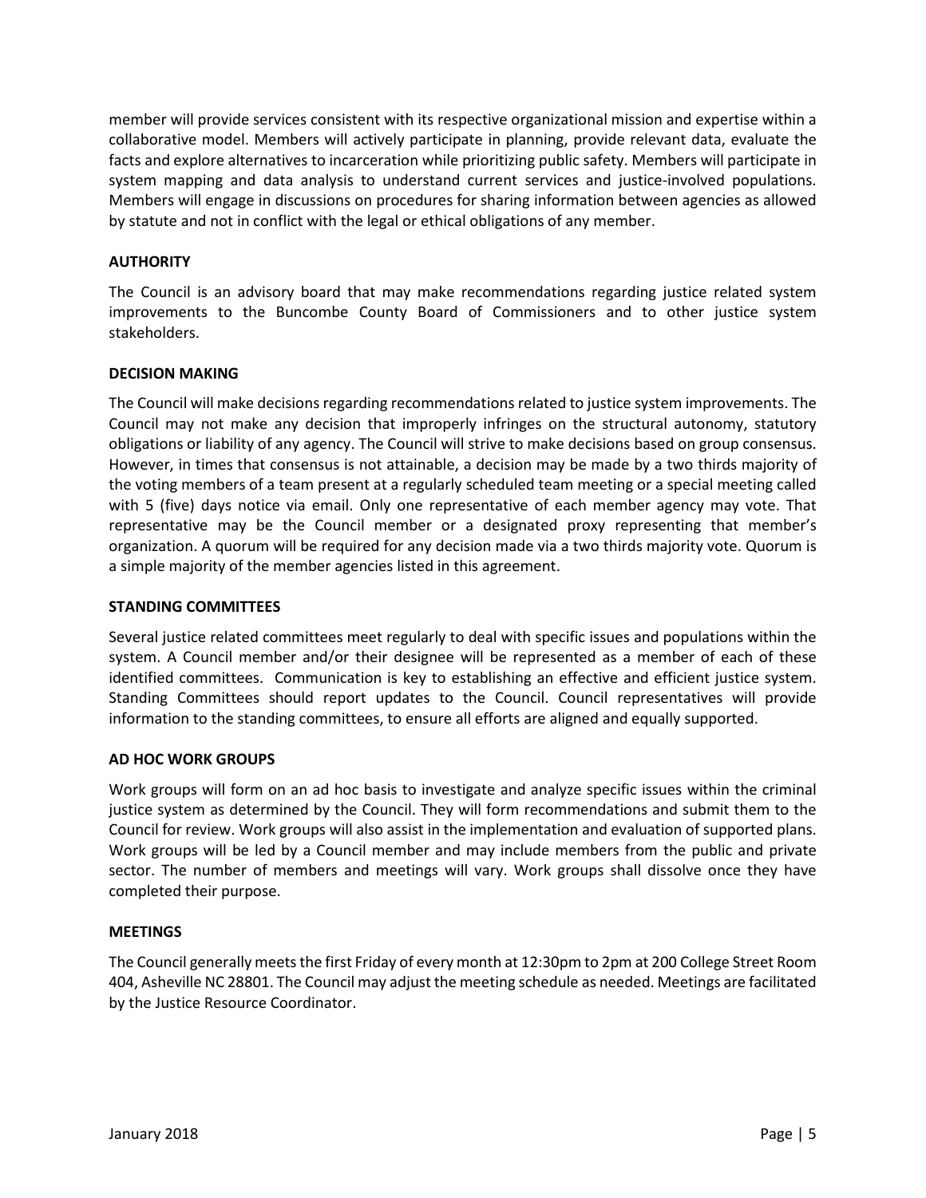member will provide services consistent with its respective organizational mission and expertise within a collaborative model. Members will actively participate in planning, provide relevant data, evaluate the facts and explore alternatives to incarceration while prioritizing public safety. Members will participate in system mapping and data analysis to understand current services and justice-involved populations. Members will engage in discussions on procedures for sharing information between agencies as allowed by statute and not in conflict with the legal or ethical obligations of any member.

## AUTHORITY

The Council is an advisory board that may make recommendations regarding justice related system improvements to the Buncombe County Board of Commissioners and to other justice system stakeholders.

## DECISION MAKING

The Council will make decisions regarding recommendations related to justice system improvements. The Council may not make any decision that improperly infringes on the structural autonomy, statutory obligations or liability of any agency. The Council will strive to make decisions based on group consensus. However, in times that consensus is not attainable, a decision may be made by a two thirds majority of the voting members of a team present at a regularly scheduled team meeting or a special meeting called with 5 (five) days notice via email. Only one representative of each member agency may vote. That representative may be the Council member or a designated proxy representing that member's organization. A quorum will be required for any decision made via a two thirds majority vote. Quorum is a simple majority of the member agencies listed in this agreement.

## STANDING COMMITTEES

Several justice related committees meet regularly to deal with specific issues and populations within the system. A Council member and/or their designee will be represented as a member of each of these identified committees. Communication is key to establishing an effective and efficient justice system. Standing Committees should report updates to the Council. Council representatives will provide information to the standing committees, to ensure all efforts are aligned and equally supported.

## AD HOC WORK GROUPS

Work groups will form on an ad hoc basis to investigate and analyze specific issues within the criminal justice system as determined by the Council. They will form recommendations and submit them to the Council for review. Work groups will also assist in the implementation and evaluation of supported plans. Work groups will be led by a Council member and may include members from the public and private sector. The number of members and meetings will vary. Work groups shall dissolve once they have completed their purpose.

## MEETINGS

The Council generally meets the first Friday of every month at 12:30pm to 2pm at 200 College Street Room 404, Asheville NC 28801. The Council may adjust the meeting schedule as needed. Meetings are facilitated by the Justice Resource Coordinator.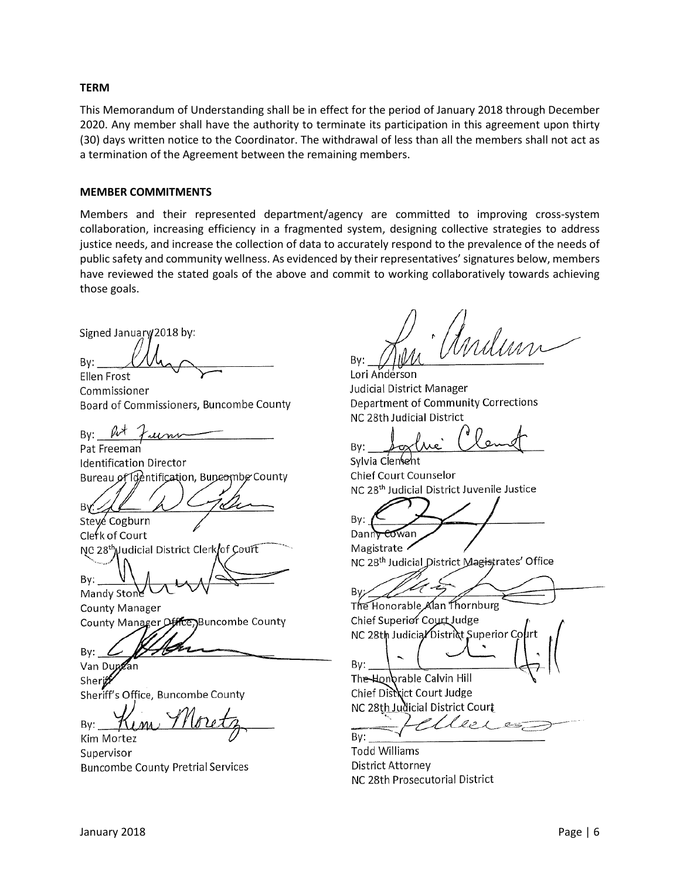**TERM**

This Memorandum of Understanding shall be in effect for the period of January 2018 through December 2020. Any member shall have the authority to terminate its participation in this agreement upon thirty (30) days written notice to the Coordinator. The withdrawal of less than all the members shall not act as a termination of the Agreement between the remaining members.

**MEMBER COMMITMENTS**

Members and their represented department/agency are committed to improving cross-system collaboration, increasing efficiency in a fragmented system, designing collective strategies to address justice needs, and increase the collection of data to accurately respond to the prevalence of the needs of public safety and community wellness. As evidenced by their representatives' signatures below, members have reviewed the stated goals of the above and commit to working collaboratively towards achieving those goals.

Signed January 2018 by:

By: ______________________
Ellen Frost
Commissioner
Board of Commissioners, Buncombe County

By: ______________________
Pat Freeman
Identification Director
Bureau of Identification, Buncombe County

By: ______________________
Steve Cogburn
Clerk of Court
NC 28th Judicial District Clerk of Court

By: ______________________
Mandy Stone
County Manager
County Manager Office, Buncombe County

By: ______________________
Van Duncan
Sheriff
Sheriff's Office, Buncombe County

By: ______________________
Kim Mortez
Supervisor
Buncombe County Pretrial Services

By: ______________________
Lori Anderson
Judicial District Manager
Department of Community Corrections
NC 28th Judicial District

By: ______________________
Sylvia Clement
Chief Court Counselor
NC 28th Judicial District Juvenile Justice

By: ______________________
Danny Cowan
Magistrate
NC 28th Judicial District Magistrates' Office

By: ______________________
The Honorable Alan Thornburg
Chief Superior Court Judge
NC 28th Judicial District Superior Court

By: ______________________
The Honorable Calvin Hill
Chief District Court Judge
NC 28th Judicial District Court

By: ______________________
Todd Williams
District Attorney
NC 28th Prosecutorial District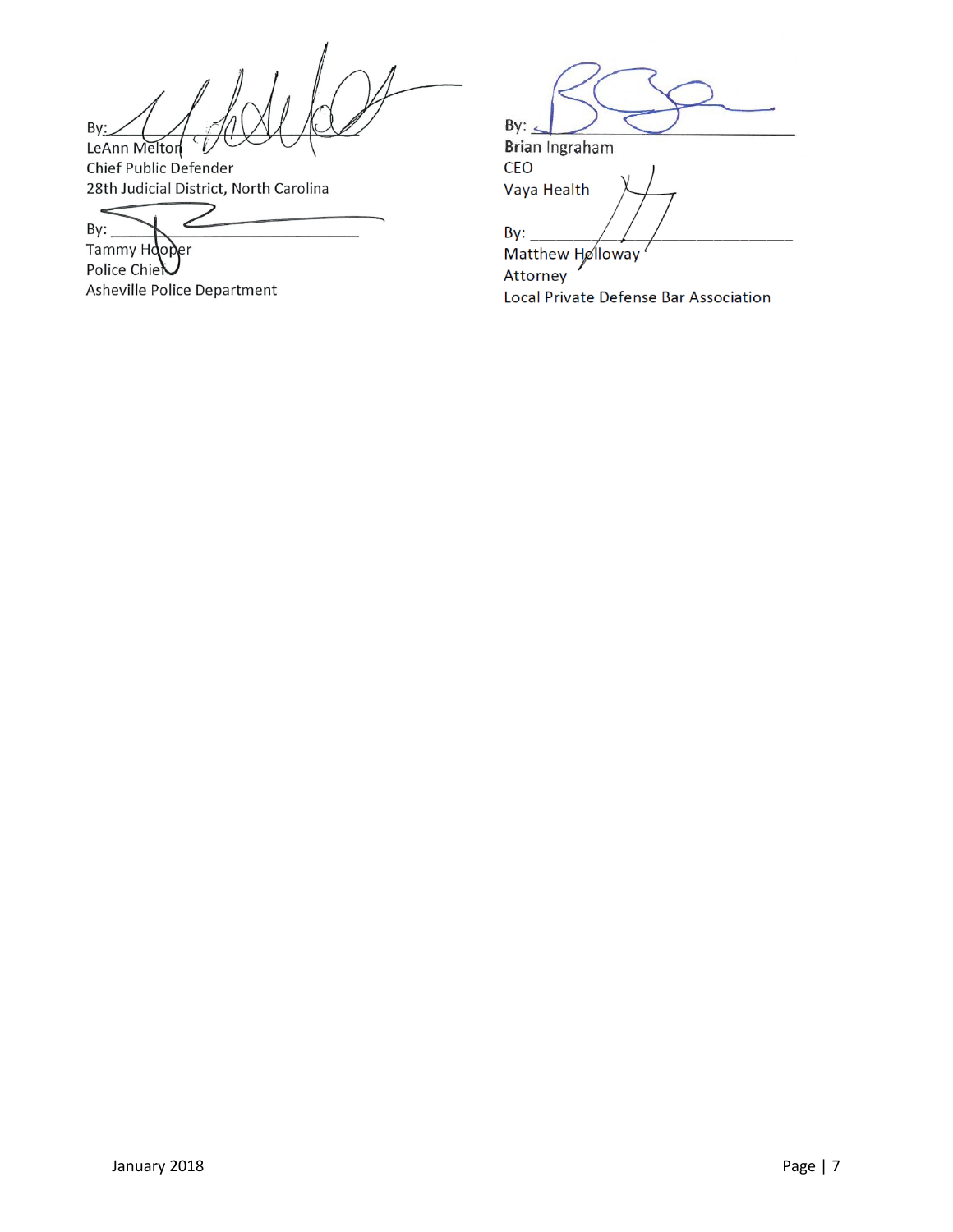By: \_\_\_\_\_\_\_\_\_\_\_\_\_\_\_\_\_\_\_\_\_\_\_\_\_\_\_\_\_\_\_\_\_\_\_\_
LeAnn Melton
Chief Public Defender
28th Judicial District, North Carolina

By: \_\_\_\_\_\_\_\_\_\_\_\_\_\_\_\_\_\_\_\_\_\_\_\_\_\_\_\_\_\_\_\_\_\_\_\_
Tammy Hooper
Police Chief
Asheville Police Department

By: \_\_\_\_\_\_\_\_\_\_\_\_\_\_\_\_\_\_\_\_\_\_\_\_\_\_\_\_\_\_\_\_\_\_\_\_
Brian Ingraham
CEO
Vaya Health

By: \_\_\_\_\_\_\_\_\_\_\_\_\_\_\_\_\_\_\_\_\_\_\_\_\_\_\_\_\_\_\_\_\_\_\_\_
Matthew Holloway
Attorney
Local Private Defense Bar Association

January 2018